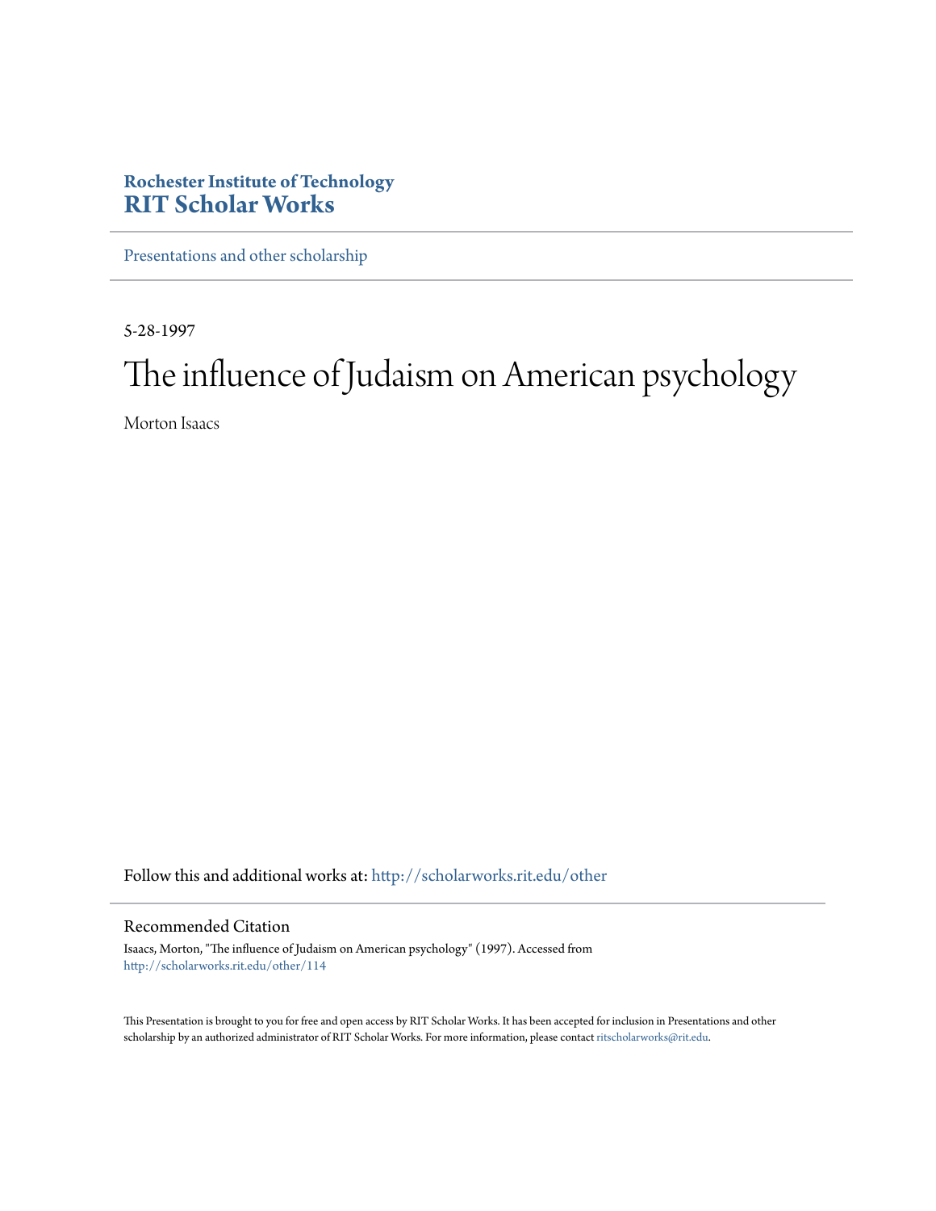Rochester Institute of Technology
**RIT Scholar Works**

Presentations and other scholarship

5-28-1997

# The influence of Judaism on American psychology

Morton Isaacs

Follow this and additional works at: http://scholarworks.rit.edu/other

## Recommended Citation

Isaacs, Morton, "The influence of Judaism on American psychology" (1997). Accessed from
http://scholarworks.rit.edu/other/114

This Presentation is brought to you for free and open access by RIT Scholar Works. It has been accepted for inclusion in Presentations and other scholarship by an authorized administrator of RIT Scholar Works. For more information, please contact ritscholarworks@rit.edu.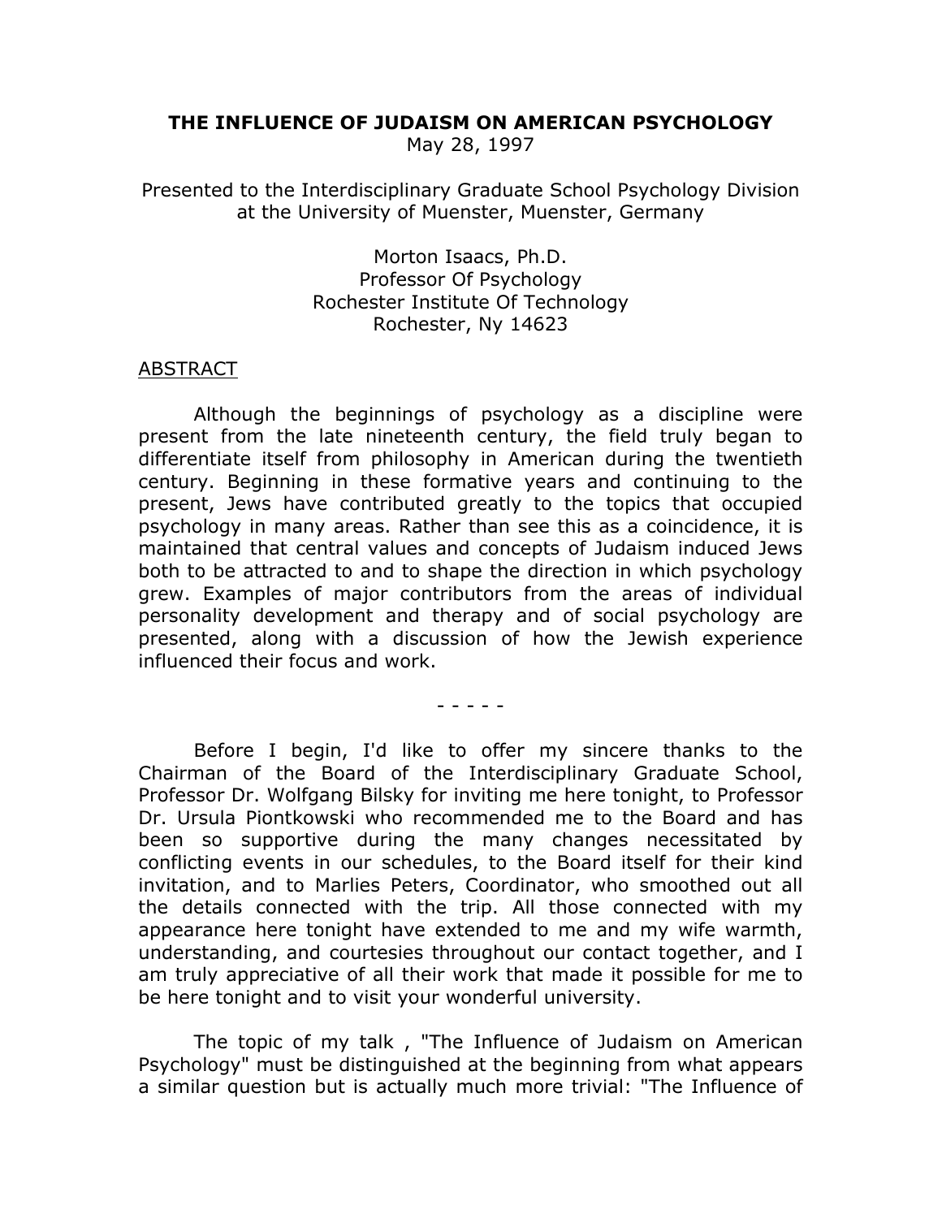**THE INFLUENCE OF JUDAISM ON AMERICAN PSYCHOLOGY**
May 28, 1997

Presented to the Interdisciplinary Graduate School Psychology Division at the University of Muenster, Muenster, Germany

Morton Isaacs, Ph.D.
Professor Of Psychology
Rochester Institute Of Technology
Rochester, Ny 14623

ABSTRACT

Although the beginnings of psychology as a discipline were present from the late nineteenth century, the field truly began to differentiate itself from philosophy in American during the twentieth century. Beginning in these formative years and continuing to the present, Jews have contributed greatly to the topics that occupied psychology in many areas. Rather than see this as a coincidence, it is maintained that central values and concepts of Judaism induced Jews both to be attracted to and to shape the direction in which psychology grew. Examples of major contributors from the areas of individual personality development and therapy and of social psychology are presented, along with a discussion of how the Jewish experience influenced their focus and work.

- - - - -

Before I begin, I'd like to offer my sincere thanks to the Chairman of the Board of the Interdisciplinary Graduate School, Professor Dr. Wolfgang Bilsky for inviting me here tonight, to Professor Dr. Ursula Piontkowski who recommended me to the Board and has been so supportive during the many changes necessitated by conflicting events in our schedules, to the Board itself for their kind invitation, and to Marlies Peters, Coordinator, who smoothed out all the details connected with the trip. All those connected with my appearance here tonight have extended to me and my wife warmth, understanding, and courtesies throughout our contact together, and I am truly appreciative of all their work that made it possible for me to be here tonight and to visit your wonderful university.

The topic of my talk , "The Influence of Judaism on American Psychology" must be distinguished at the beginning from what appears a similar question but is actually much more trivial: "The Influence of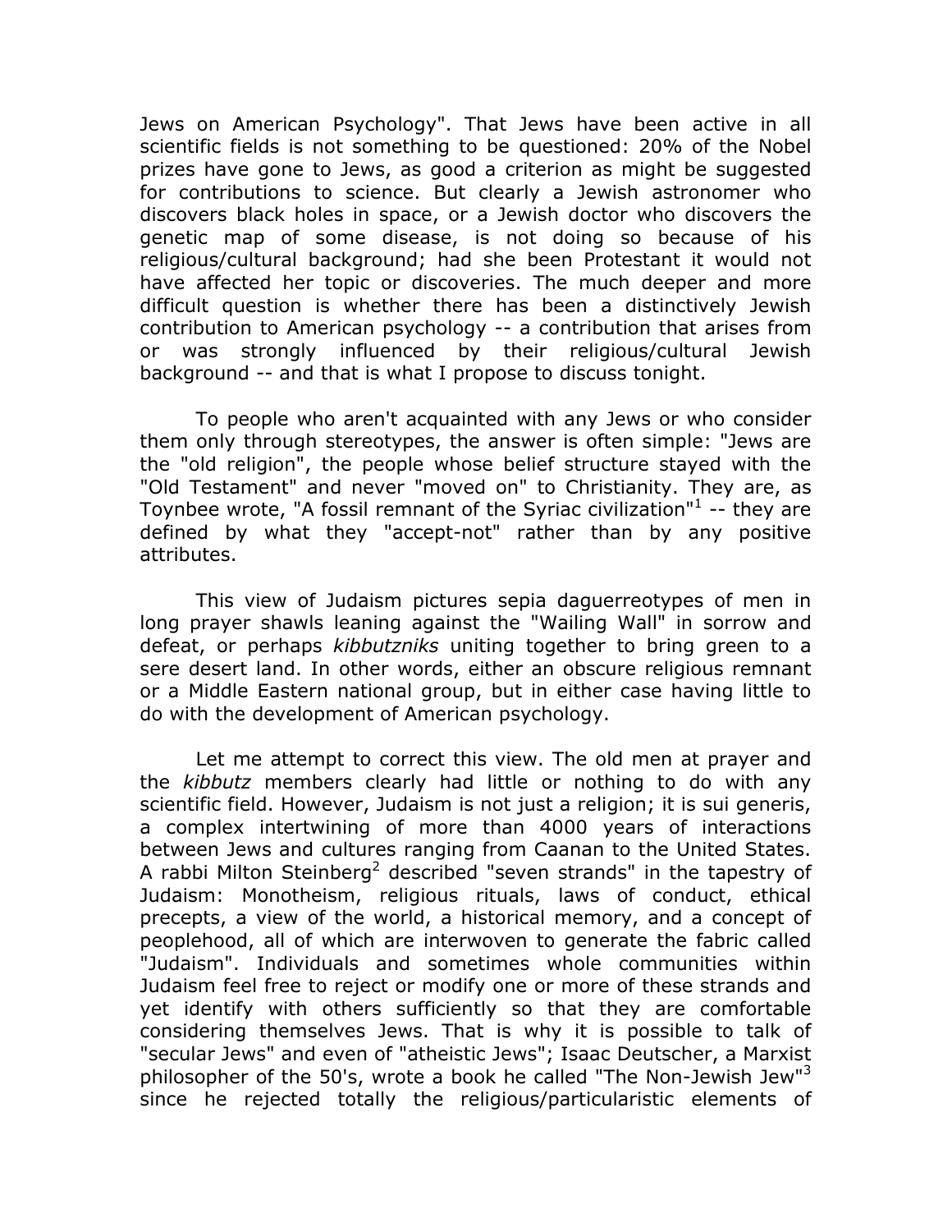Jews on American Psychology". That Jews have been active in all scientific fields is not something to be questioned: 20% of the Nobel prizes have gone to Jews, as good a criterion as might be suggested for contributions to science. But clearly a Jewish astronomer who discovers black holes in space, or a Jewish doctor who discovers the genetic map of some disease, is not doing so because of his religious/cultural background; had she been Protestant it would not have affected her topic or discoveries. The much deeper and more difficult question is whether there has been a distinctively Jewish contribution to American psychology -- a contribution that arises from or was strongly influenced by their religious/cultural Jewish background -- and that is what I propose to discuss tonight.

To people who aren't acquainted with any Jews or who consider them only through stereotypes, the answer is often simple: "Jews are the "old religion", the people whose belief structure stayed with the "Old Testament" and never "moved on" to Christianity. They are, as Toynbee wrote, "A fossil remnant of the Syriac civilization"[1] -- they are defined by what they "accept-not" rather than by any positive attributes.

This view of Judaism pictures sepia daguerreotypes of men in long prayer shawls leaning against the "Wailing Wall" in sorrow and defeat, or perhaps *kibbutzniks* uniting together to bring green to a sere desert land. In other words, either an obscure religious remnant or a Middle Eastern national group, but in either case having little to do with the development of American psychology.

Let me attempt to correct this view. The old men at prayer and the *kibbutz* members clearly had little or nothing to do with any scientific field. However, Judaism is not just a religion; it is sui generis, a complex intertwining of more than 4000 years of interactions between Jews and cultures ranging from Caanan to the United States. A rabbi Milton Steinberg[2] described "seven strands" in the tapestry of Judaism: Monotheism, religious rituals, laws of conduct, ethical precepts, a view of the world, a historical memory, and a concept of peoplehood, all of which are interwoven to generate the fabric called "Judaism". Individuals and sometimes whole communities within Judaism feel free to reject or modify one or more of these strands and yet identify with others sufficiently so that they are comfortable considering themselves Jews. That is why it is possible to talk of "secular Jews" and even of "atheistic Jews"; Isaac Deutscher, a Marxist philosopher of the 50's, wrote a book he called "The Non-Jewish Jew"[3] since he rejected totally the religious/particularistic elements of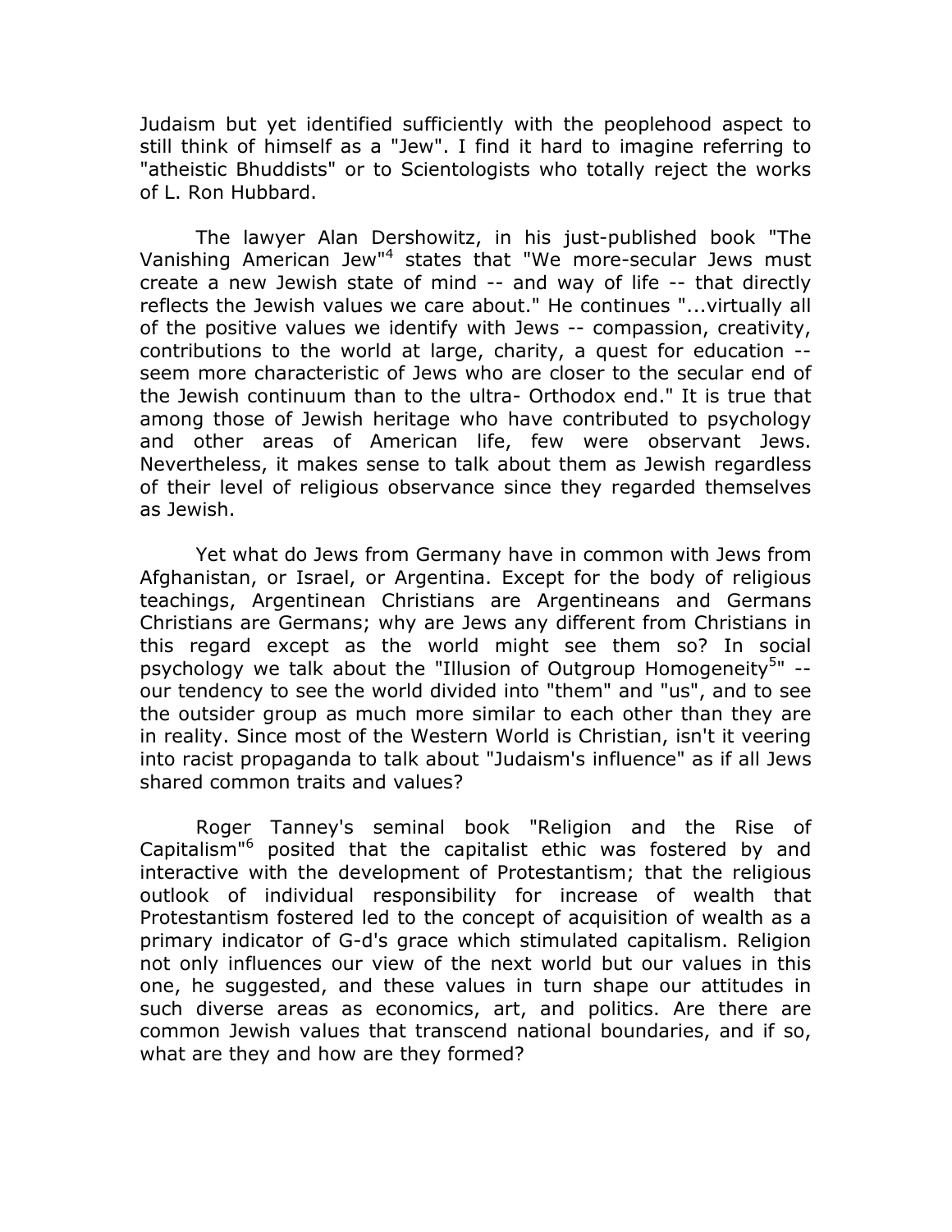Judaism but yet identified sufficiently with the peoplehood aspect to still think of himself as a "Jew". I find it hard to imagine referring to "atheistic Bhuddists" or to Scientologists who totally reject the works of L. Ron Hubbard.

The lawyer Alan Dershowitz, in his just-published book "The Vanishing American Jew"[4] states that "We more-secular Jews must create a new Jewish state of mind -- and way of life -- that directly reflects the Jewish values we care about." He continues "...virtually all of the positive values we identify with Jews -- compassion, creativity, contributions to the world at large, charity, a quest for education -- seem more characteristic of Jews who are closer to the secular end of the Jewish continuum than to the ultra- Orthodox end." It is true that among those of Jewish heritage who have contributed to psychology and other areas of American life, few were observant Jews. Nevertheless, it makes sense to talk about them as Jewish regardless of their level of religious observance since they regarded themselves as Jewish.

Yet what do Jews from Germany have in common with Jews from Afghanistan, or Israel, or Argentina. Except for the body of religious teachings, Argentinean Christians are Argentineans and Germans Christians are Germans; why are Jews any different from Christians in this regard except as the world might see them so? In social psychology we talk about the "Illusion of Outgroup Homogeneity[5]" -- our tendency to see the world divided into "them" and "us", and to see the outsider group as much more similar to each other than they are in reality. Since most of the Western World is Christian, isn't it veering into racist propaganda to talk about "Judaism's influence" as if all Jews shared common traits and values?

Roger Tanney's seminal book "Religion and the Rise of Capitalism"[6] posited that the capitalist ethic was fostered by and interactive with the development of Protestantism; that the religious outlook of individual responsibility for increase of wealth that Protestantism fostered led to the concept of acquisition of wealth as a primary indicator of G-d's grace which stimulated capitalism. Religion not only influences our view of the next world but our values in this one, he suggested, and these values in turn shape our attitudes in such diverse areas as economics, art, and politics. Are there are common Jewish values that transcend national boundaries, and if so, what are they and how are they formed?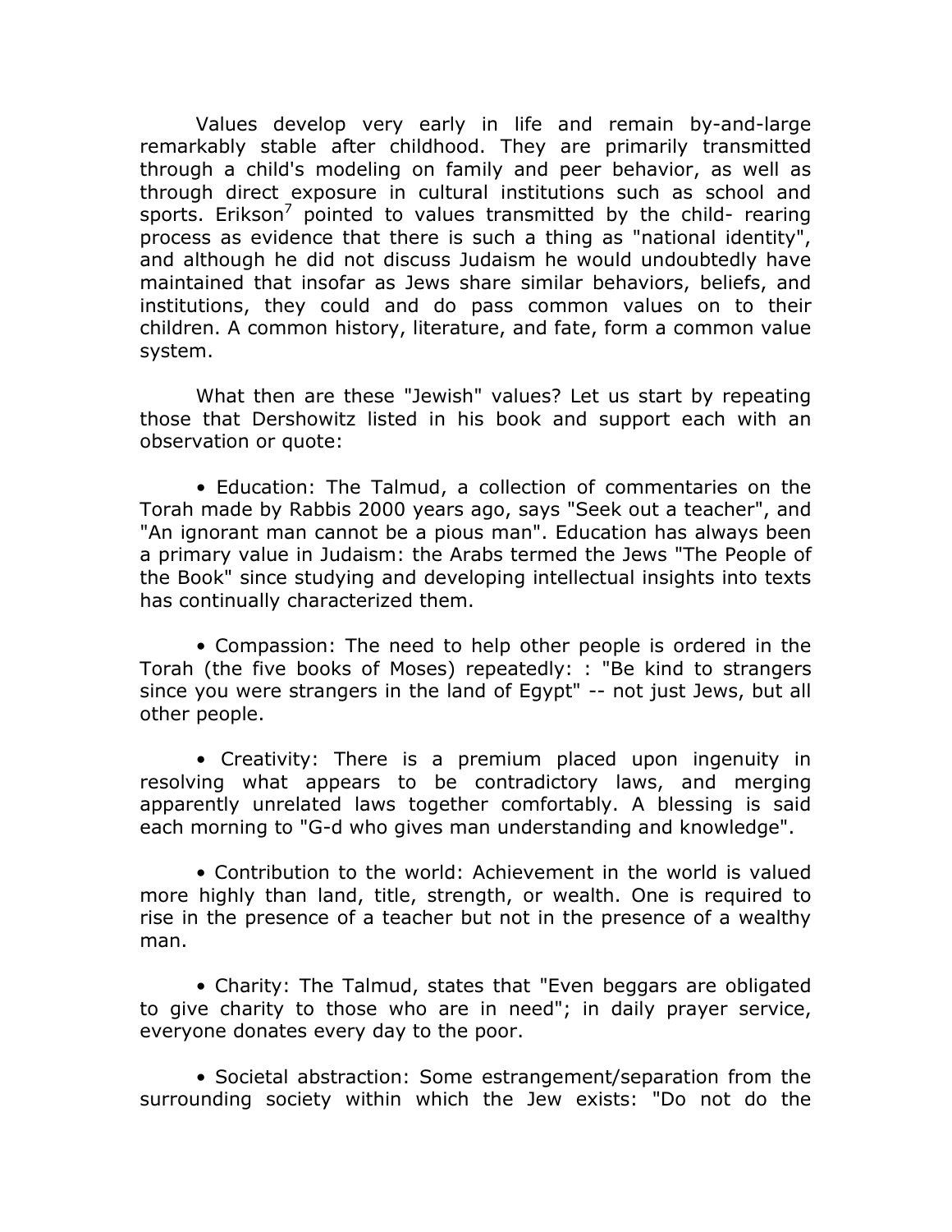Values develop very early in life and remain by-and-large remarkably stable after childhood. They are primarily transmitted through a child's modeling on family and peer behavior, as well as through direct exposure in cultural institutions such as school and sports. Erikson[7] pointed to values transmitted by the child- rearing process as evidence that there is such a thing as "national identity", and although he did not discuss Judaism he would undoubtedly have maintained that insofar as Jews share similar behaviors, beliefs, and institutions, they could and do pass common values on to their children. A common history, literature, and fate, form a common value system.

What then are these "Jewish" values? Let us start by repeating those that Dershowitz listed in his book and support each with an observation or quote:

- Education: The Talmud, a collection of commentaries on the Torah made by Rabbis 2000 years ago, says "Seek out a teacher", and "An ignorant man cannot be a pious man". Education has always been a primary value in Judaism: the Arabs termed the Jews "The People of the Book" since studying and developing intellectual insights into texts has continually characterized them.

- Compassion: The need to help other people is ordered in the Torah (the five books of Moses) repeatedly: : "Be kind to strangers since you were strangers in the land of Egypt" -- not just Jews, but all other people.

- Creativity: There is a premium placed upon ingenuity in resolving what appears to be contradictory laws, and merging apparently unrelated laws together comfortably. A blessing is said each morning to "G-d who gives man understanding and knowledge".

- Contribution to the world: Achievement in the world is valued more highly than land, title, strength, or wealth. One is required to rise in the presence of a teacher but not in the presence of a wealthy man.

- Charity: The Talmud, states that "Even beggars are obligated to give charity to those who are in need"; in daily prayer service, everyone donates every day to the poor.

- Societal abstraction: Some estrangement/separation from the surrounding society within which the Jew exists: "Do not do the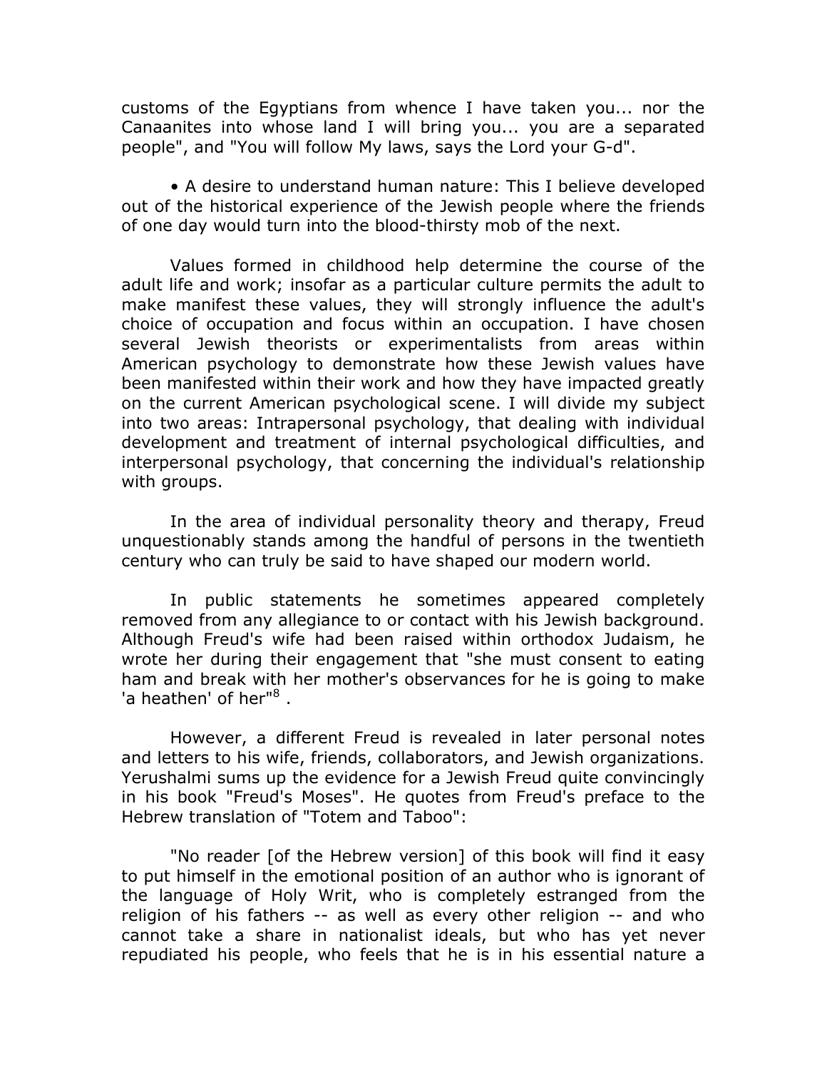customs of the Egyptians from whence I have taken you... nor the Canaanites into whose land I will bring you... you are a separated people", and "You will follow My laws, says the Lord your G-d".

• A desire to understand human nature: This I believe developed out of the historical experience of the Jewish people where the friends of one day would turn into the blood-thirsty mob of the next.

Values formed in childhood help determine the course of the adult life and work; insofar as a particular culture permits the adult to make manifest these values, they will strongly influence the adult's choice of occupation and focus within an occupation. I have chosen several Jewish theorists or experimentalists from areas within American psychology to demonstrate how these Jewish values have been manifested within their work and how they have impacted greatly on the current American psychological scene. I will divide my subject into two areas: Intrapersonal psychology, that dealing with individual development and treatment of internal psychological difficulties, and interpersonal psychology, that concerning the individual's relationship with groups.

In the area of individual personality theory and therapy, Freud unquestionably stands among the handful of persons in the twentieth century who can truly be said to have shaped our modern world.

In public statements he sometimes appeared completely removed from any allegiance to or contact with his Jewish background. Although Freud's wife had been raised within orthodox Judaism, he wrote her during their engagement that "she must consent to eating ham and break with her mother's observances for he is going to make 'a heathen' of her"[8] .

However, a different Freud is revealed in later personal notes and letters to his wife, friends, collaborators, and Jewish organizations. Yerushalmi sums up the evidence for a Jewish Freud quite convincingly in his book "Freud's Moses". He quotes from Freud's preface to the Hebrew translation of "Totem and Taboo":

"No reader [of the Hebrew version] of this book will find it easy to put himself in the emotional position of an author who is ignorant of the language of Holy Writ, who is completely estranged from the religion of his fathers -- as well as every other religion -- and who cannot take a share in nationalist ideals, but who has yet never repudiated his people, who feels that he is in his essential nature a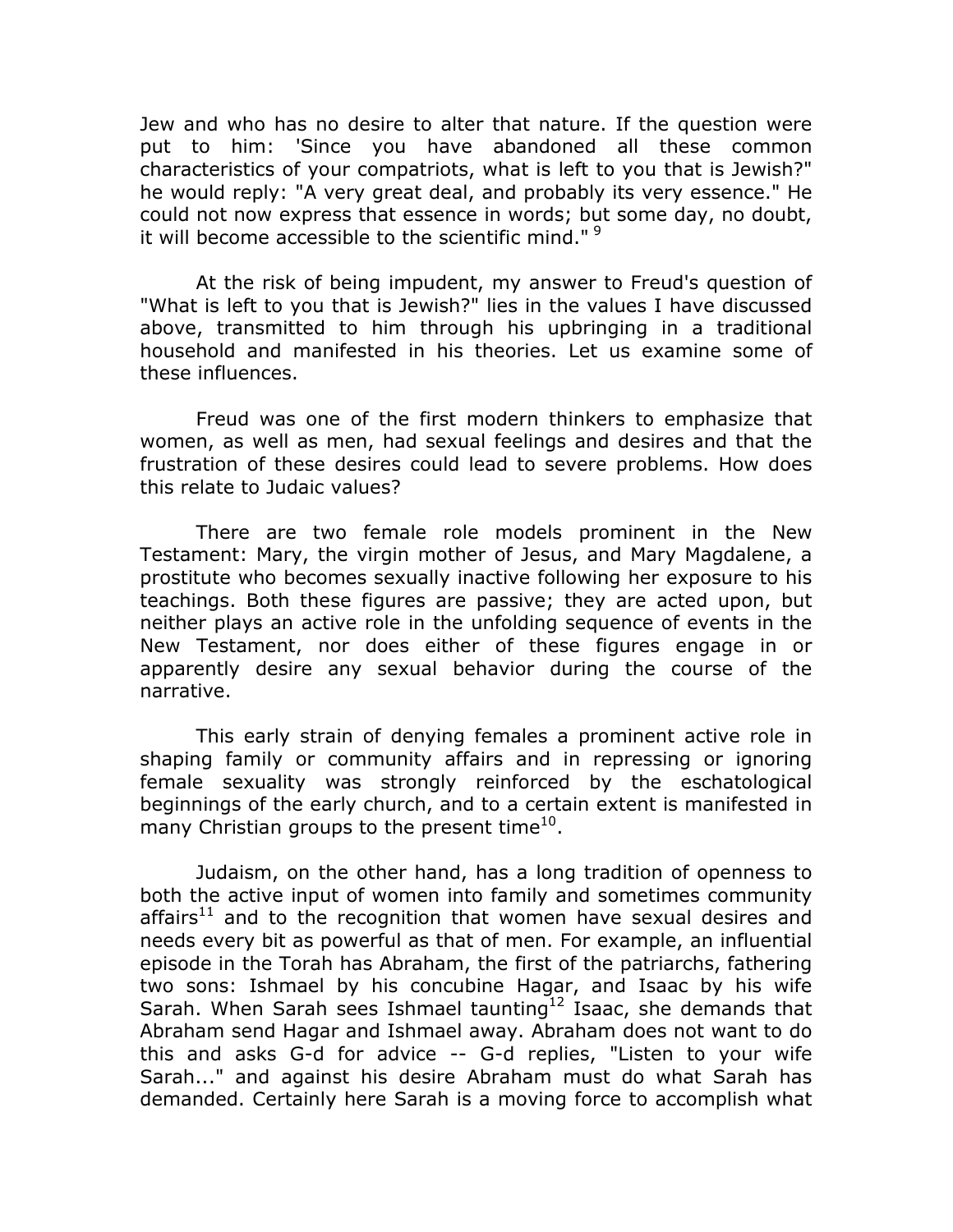Jew and who has no desire to alter that nature. If the question were put to him: 'Since you have abandoned all these common characteristics of your compatriots, what is left to you that is Jewish?" he would reply: "A very great deal, and probably its very essence." He could not now express that essence in words; but some day, no doubt, it will become accessible to the scientific mind." [9]

At the risk of being impudent, my answer to Freud's question of "What is left to you that is Jewish?" lies in the values I have discussed above, transmitted to him through his upbringing in a traditional household and manifested in his theories. Let us examine some of these influences.

Freud was one of the first modern thinkers to emphasize that women, as well as men, had sexual feelings and desires and that the frustration of these desires could lead to severe problems. How does this relate to Judaic values?

There are two female role models prominent in the New Testament: Mary, the virgin mother of Jesus, and Mary Magdalene, a prostitute who becomes sexually inactive following her exposure to his teachings. Both these figures are passive; they are acted upon, but neither plays an active role in the unfolding sequence of events in the New Testament, nor does either of these figures engage in or apparently desire any sexual behavior during the course of the narrative.

This early strain of denying females a prominent active role in shaping family or community affairs and in repressing or ignoring female sexuality was strongly reinforced by the eschatological beginnings of the early church, and to a certain extent is manifested in many Christian groups to the present time[10].

Judaism, on the other hand, has a long tradition of openness to both the active input of women into family and sometimes community affairs[11] and to the recognition that women have sexual desires and needs every bit as powerful as that of men. For example, an influential episode in the Torah has Abraham, the first of the patriarchs, fathering two sons: Ishmael by his concubine Hagar, and Isaac by his wife Sarah. When Sarah sees Ishmael taunting[12] Isaac, she demands that Abraham send Hagar and Ishmael away. Abraham does not want to do this and asks G-d for advice -- G-d replies, "Listen to your wife Sarah..." and against his desire Abraham must do what Sarah has demanded. Certainly here Sarah is a moving force to accomplish what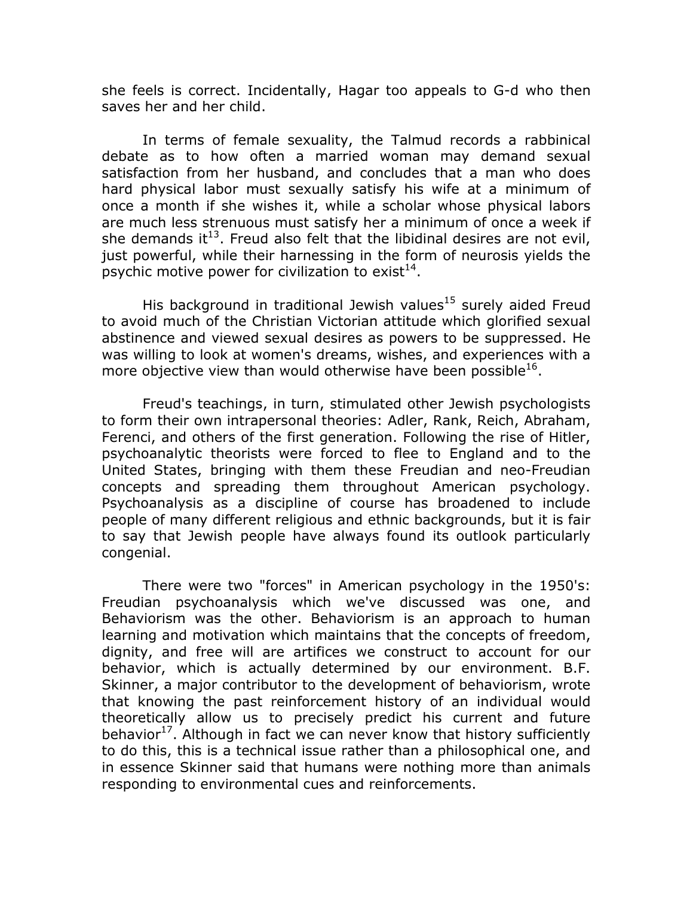she feels is correct. Incidentally, Hagar too appeals to G-d who then saves her and her child.

In terms of female sexuality, the Talmud records a rabbinical debate as to how often a married woman may demand sexual satisfaction from her husband, and concludes that a man who does hard physical labor must sexually satisfy his wife at a minimum of once a month if she wishes it, while a scholar whose physical labors are much less strenuous must satisfy her a minimum of once a week if she demands it[13]. Freud also felt that the libidinal desires are not evil, just powerful, while their harnessing in the form of neurosis yields the psychic motive power for civilization to exist[14].

His background in traditional Jewish values[15] surely aided Freud to avoid much of the Christian Victorian attitude which glorified sexual abstinence and viewed sexual desires as powers to be suppressed. He was willing to look at women's dreams, wishes, and experiences with a more objective view than would otherwise have been possible[16].

Freud's teachings, in turn, stimulated other Jewish psychologists to form their own intrapersonal theories: Adler, Rank, Reich, Abraham, Ferenci, and others of the first generation. Following the rise of Hitler, psychoanalytic theorists were forced to flee to England and to the United States, bringing with them these Freudian and neo-Freudian concepts and spreading them throughout American psychology. Psychoanalysis as a discipline of course has broadened to include people of many different religious and ethnic backgrounds, but it is fair to say that Jewish people have always found its outlook particularly congenial.

There were two "forces" in American psychology in the 1950's: Freudian psychoanalysis which we've discussed was one, and Behaviorism was the other. Behaviorism is an approach to human learning and motivation which maintains that the concepts of freedom, dignity, and free will are artifices we construct to account for our behavior, which is actually determined by our environment. B.F. Skinner, a major contributor to the development of behaviorism, wrote that knowing the past reinforcement history of an individual would theoretically allow us to precisely predict his current and future behavior[17]. Although in fact we can never know that history sufficiently to do this, this is a technical issue rather than a philosophical one, and in essence Skinner said that humans were nothing more than animals responding to environmental cues and reinforcements.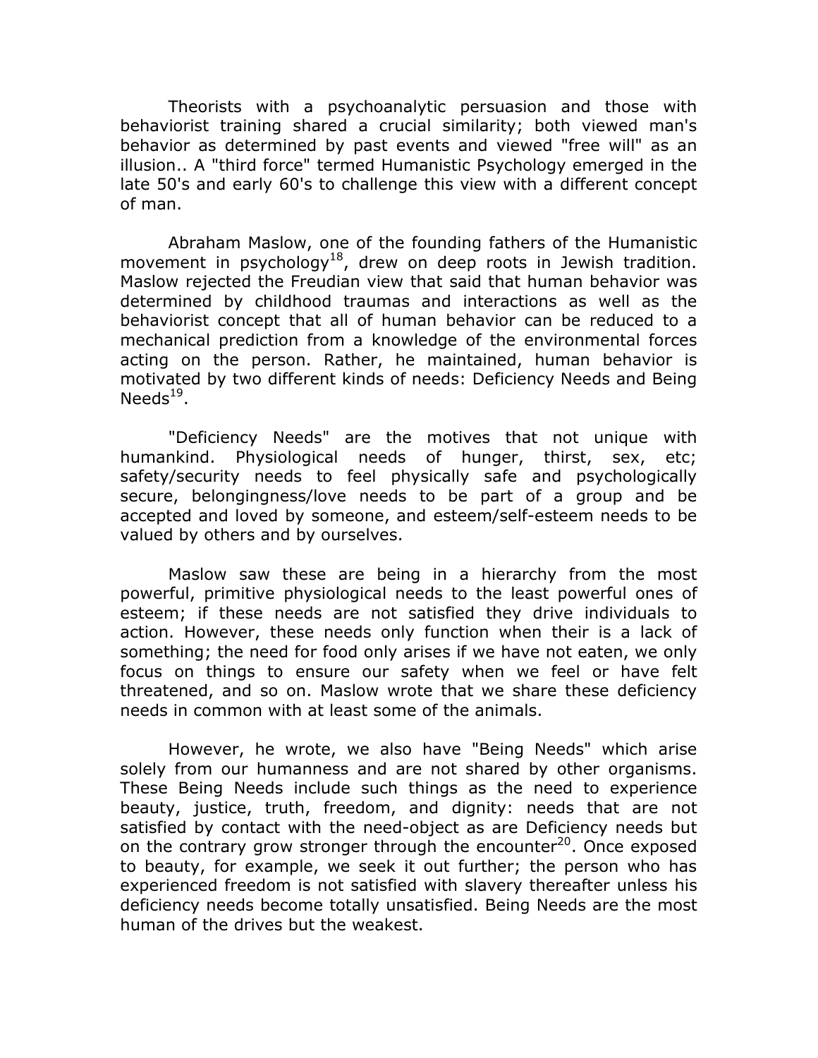Theorists with a psychoanalytic persuasion and those with behaviorist training shared a crucial similarity; both viewed man's behavior as determined by past events and viewed "free will" as an illusion.. A "third force" termed Humanistic Psychology emerged in the late 50's and early 60's to challenge this view with a different concept of man.

Abraham Maslow, one of the founding fathers of the Humanistic movement in psychology[18], drew on deep roots in Jewish tradition. Maslow rejected the Freudian view that said that human behavior was determined by childhood traumas and interactions as well as the behaviorist concept that all of human behavior can be reduced to a mechanical prediction from a knowledge of the environmental forces acting on the person. Rather, he maintained, human behavior is motivated by two different kinds of needs: Deficiency Needs and Being Needs[19].

"Deficiency Needs" are the motives that not unique with humankind. Physiological needs of hunger, thirst, sex, etc; safety/security needs to feel physically safe and psychologically secure, belongingness/love needs to be part of a group and be accepted and loved by someone, and esteem/self-esteem needs to be valued by others and by ourselves.

Maslow saw these are being in a hierarchy from the most powerful, primitive physiological needs to the least powerful ones of esteem; if these needs are not satisfied they drive individuals to action. However, these needs only function when their is a lack of something; the need for food only arises if we have not eaten, we only focus on things to ensure our safety when we feel or have felt threatened, and so on. Maslow wrote that we share these deficiency needs in common with at least some of the animals.

However, he wrote, we also have "Being Needs" which arise solely from our humanness and are not shared by other organisms. These Being Needs include such things as the need to experience beauty, justice, truth, freedom, and dignity: needs that are not satisfied by contact with the need-object as are Deficiency needs but on the contrary grow stronger through the encounter[20]. Once exposed to beauty, for example, we seek it out further; the person who has experienced freedom is not satisfied with slavery thereafter unless his deficiency needs become totally unsatisfied. Being Needs are the most human of the drives but the weakest.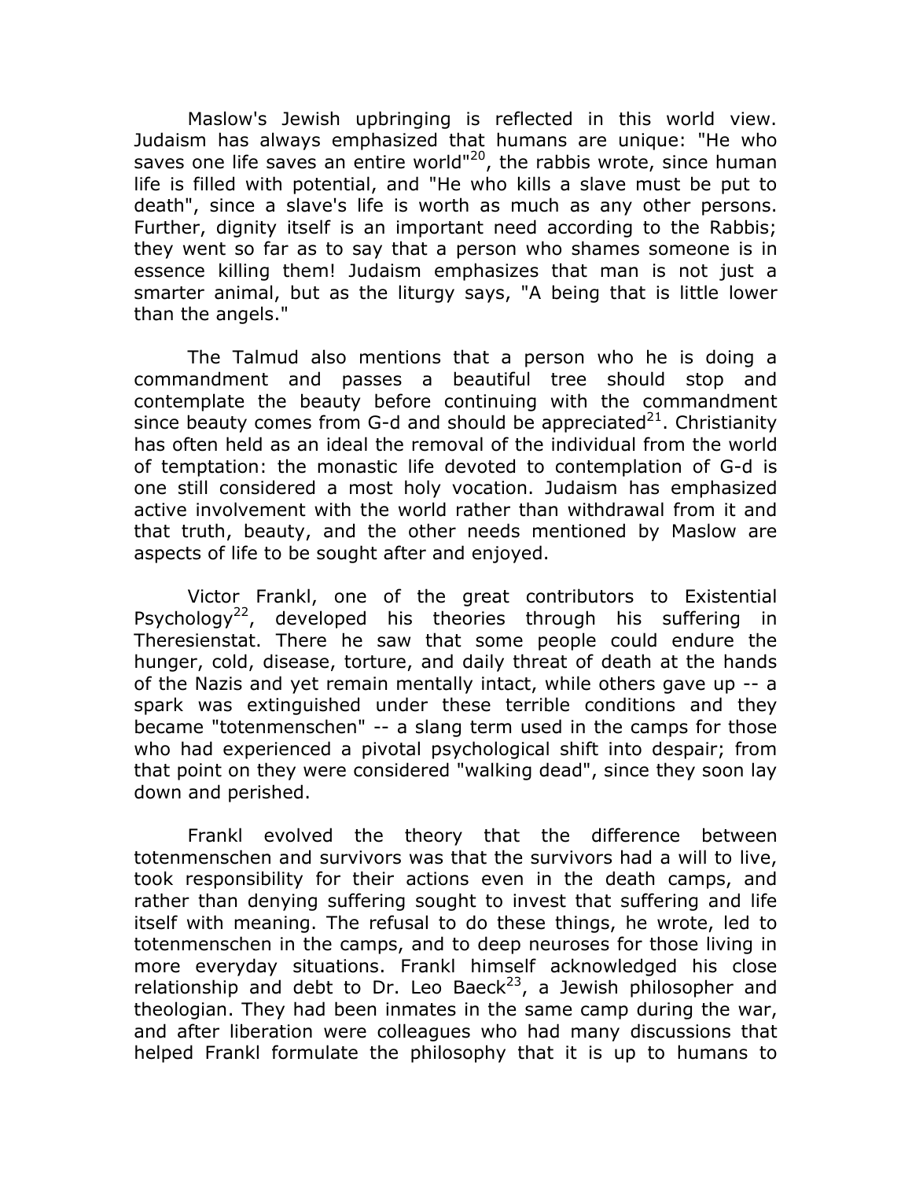Maslow's Jewish upbringing is reflected in this world view. Judaism has always emphasized that humans are unique: "He who saves one life saves an entire world"[20], the rabbis wrote, since human life is filled with potential, and "He who kills a slave must be put to death", since a slave's life is worth as much as any other persons. Further, dignity itself is an important need according to the Rabbis; they went so far as to say that a person who shames someone is in essence killing them! Judaism emphasizes that man is not just a smarter animal, but as the liturgy says, "A being that is little lower than the angels."

The Talmud also mentions that a person who he is doing a commandment and passes a beautiful tree should stop and contemplate the beauty before continuing with the commandment since beauty comes from G-d and should be appreciated[21]. Christianity has often held as an ideal the removal of the individual from the world of temptation: the monastic life devoted to contemplation of G-d is one still considered a most holy vocation. Judaism has emphasized active involvement with the world rather than withdrawal from it and that truth, beauty, and the other needs mentioned by Maslow are aspects of life to be sought after and enjoyed.

Victor Frankl, one of the great contributors to Existential Psychology[22], developed his theories through his suffering in Theresienstat. There he saw that some people could endure the hunger, cold, disease, torture, and daily threat of death at the hands of the Nazis and yet remain mentally intact, while others gave up -- a spark was extinguished under these terrible conditions and they became "totenmenschen" -- a slang term used in the camps for those who had experienced a pivotal psychological shift into despair; from that point on they were considered "walking dead", since they soon lay down and perished.

Frankl evolved the theory that the difference between totenmenschen and survivors was that the survivors had a will to live, took responsibility for their actions even in the death camps, and rather than denying suffering sought to invest that suffering and life itself with meaning. The refusal to do these things, he wrote, led to totenmenschen in the camps, and to deep neuroses for those living in more everyday situations. Frankl himself acknowledged his close relationship and debt to Dr. Leo Baeck[23], a Jewish philosopher and theologian. They had been inmates in the same camp during the war, and after liberation were colleagues who had many discussions that helped Frankl formulate the philosophy that it is up to humans to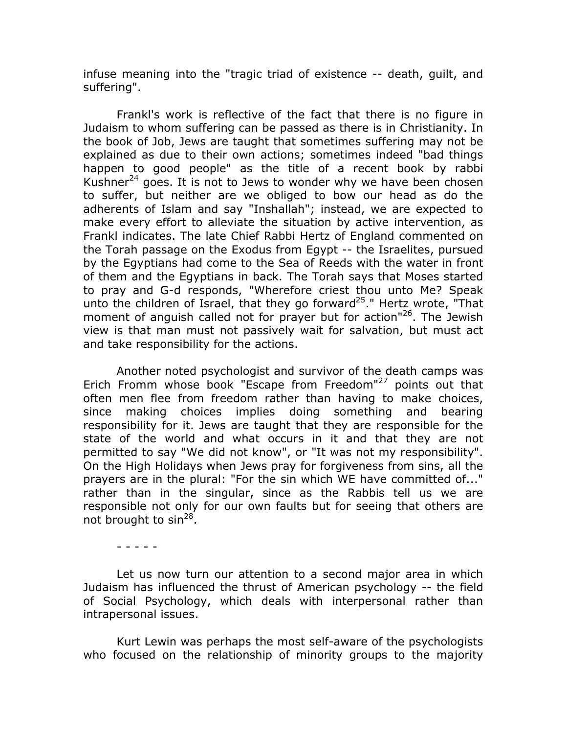infuse meaning into the "tragic triad of existence -- death, guilt, and suffering".

Frankl's work is reflective of the fact that there is no figure in Judaism to whom suffering can be passed as there is in Christianity. In the book of Job, Jews are taught that sometimes suffering may not be explained as due to their own actions; sometimes indeed "bad things happen to good people" as the title of a recent book by rabbi Kushner[24] goes. It is not to Jews to wonder why we have been chosen to suffer, but neither are we obliged to bow our head as do the adherents of Islam and say "Inshallah"; instead, we are expected to make every effort to alleviate the situation by active intervention, as Frankl indicates. The late Chief Rabbi Hertz of England commented on the Torah passage on the Exodus from Egypt -- the Israelites, pursued by the Egyptians had come to the Sea of Reeds with the water in front of them and the Egyptians in back. The Torah says that Moses started to pray and G-d responds, "Wherefore criest thou unto Me? Speak unto the children of Israel, that they go forward[25]." Hertz wrote, "That moment of anguish called not for prayer but for action"[26]. The Jewish view is that man must not passively wait for salvation, but must act and take responsibility for the actions.

Another noted psychologist and survivor of the death camps was Erich Fromm whose book "Escape from Freedom"[27] points out that often men flee from freedom rather than having to make choices, since making choices implies doing something and bearing responsibility for it. Jews are taught that they are responsible for the state of the world and what occurs in it and that they are not permitted to say "We did not know", or "It was not my responsibility". On the High Holidays when Jews pray for forgiveness from sins, all the prayers are in the plural: "For the sin which WE have committed of..." rather than in the singular, since as the Rabbis tell us we are responsible not only for our own faults but for seeing that others are not brought to sin[28].

- - - - -

Let us now turn our attention to a second major area in which Judaism has influenced the thrust of American psychology -- the field of Social Psychology, which deals with interpersonal rather than intrapersonal issues.

Kurt Lewin was perhaps the most self-aware of the psychologists who focused on the relationship of minority groups to the majority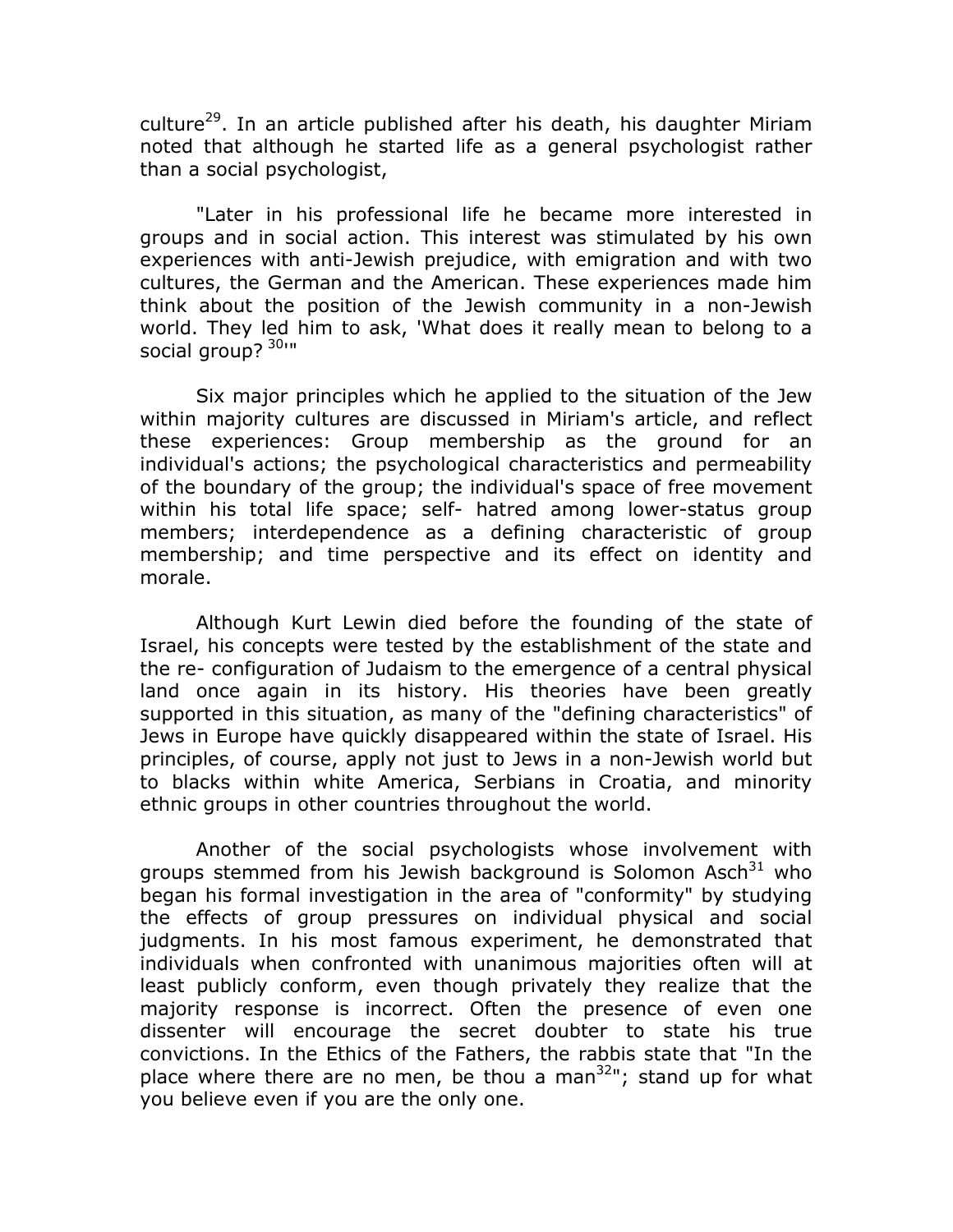culture[29]. In an article published after his death, his daughter Miriam noted that although he started life as a general psychologist rather than a social psychologist,

> "Later in his professional life he became more interested in groups and in social action. This interest was stimulated by his own experiences with anti-Jewish prejudice, with emigration and with two cultures, the German and the American. These experiences made him think about the position of the Jewish community in a non-Jewish world. They led him to ask, 'What does it really mean to belong to a social group? [30]'"

Six major principles which he applied to the situation of the Jew within majority cultures are discussed in Miriam's article, and reflect these experiences: Group membership as the ground for an individual's actions; the psychological characteristics and permeability of the boundary of the group; the individual's space of free movement within his total life space; self- hatred among lower-status group members; interdependence as a defining characteristic of group membership; and time perspective and its effect on identity and morale.

Although Kurt Lewin died before the founding of the state of Israel, his concepts were tested by the establishment of the state and the re- configuration of Judaism to the emergence of a central physical land once again in its history. His theories have been greatly supported in this situation, as many of the "defining characteristics" of Jews in Europe have quickly disappeared within the state of Israel. His principles, of course, apply not just to Jews in a non-Jewish world but to blacks within white America, Serbians in Croatia, and minority ethnic groups in other countries throughout the world.

Another of the social psychologists whose involvement with groups stemmed from his Jewish background is Solomon Asch[31] who began his formal investigation in the area of "conformity" by studying the effects of group pressures on individual physical and social judgments. In his most famous experiment, he demonstrated that individuals when confronted with unanimous majorities often will at least publicly conform, even though privately they realize that the majority response is incorrect. Often the presence of even one dissenter will encourage the secret doubter to state his true convictions. In the Ethics of the Fathers, the rabbis state that "In the place where there are no men, be thou a man[32]"; stand up for what you believe even if you are the only one.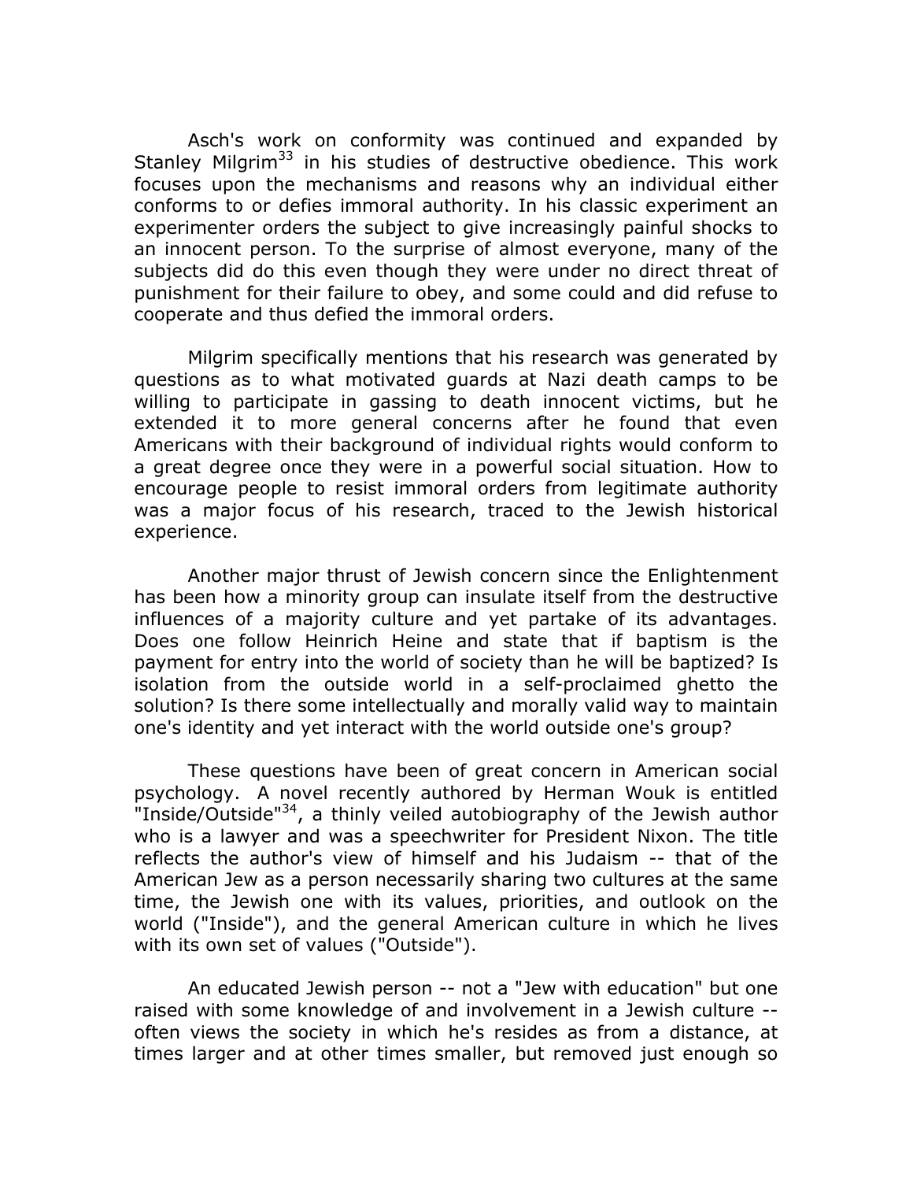Asch's work on conformity was continued and expanded by Stanley Milgrim[33] in his studies of destructive obedience. This work focuses upon the mechanisms and reasons why an individual either conforms to or defies immoral authority. In his classic experiment an experimenter orders the subject to give increasingly painful shocks to an innocent person. To the surprise of almost everyone, many of the subjects did do this even though they were under no direct threat of punishment for their failure to obey, and some could and did refuse to cooperate and thus defied the immoral orders.

Milgrim specifically mentions that his research was generated by questions as to what motivated guards at Nazi death camps to be willing to participate in gassing to death innocent victims, but he extended it to more general concerns after he found that even Americans with their background of individual rights would conform to a great degree once they were in a powerful social situation. How to encourage people to resist immoral orders from legitimate authority was a major focus of his research, traced to the Jewish historical experience.

Another major thrust of Jewish concern since the Enlightenment has been how a minority group can insulate itself from the destructive influences of a majority culture and yet partake of its advantages. Does one follow Heinrich Heine and state that if baptism is the payment for entry into the world of society than he will be baptized? Is isolation from the outside world in a self-proclaimed ghetto the solution? Is there some intellectually and morally valid way to maintain one's identity and yet interact with the world outside one's group?

These questions have been of great concern in American social psychology. A novel recently authored by Herman Wouk is entitled "Inside/Outside"[34], a thinly veiled autobiography of the Jewish author who is a lawyer and was a speechwriter for President Nixon. The title reflects the author's view of himself and his Judaism -- that of the American Jew as a person necessarily sharing two cultures at the same time, the Jewish one with its values, priorities, and outlook on the world ("Inside"), and the general American culture in which he lives with its own set of values ("Outside").

An educated Jewish person -- not a "Jew with education" but one raised with some knowledge of and involvement in a Jewish culture -- often views the society in which he's resides as from a distance, at times larger and at other times smaller, but removed just enough so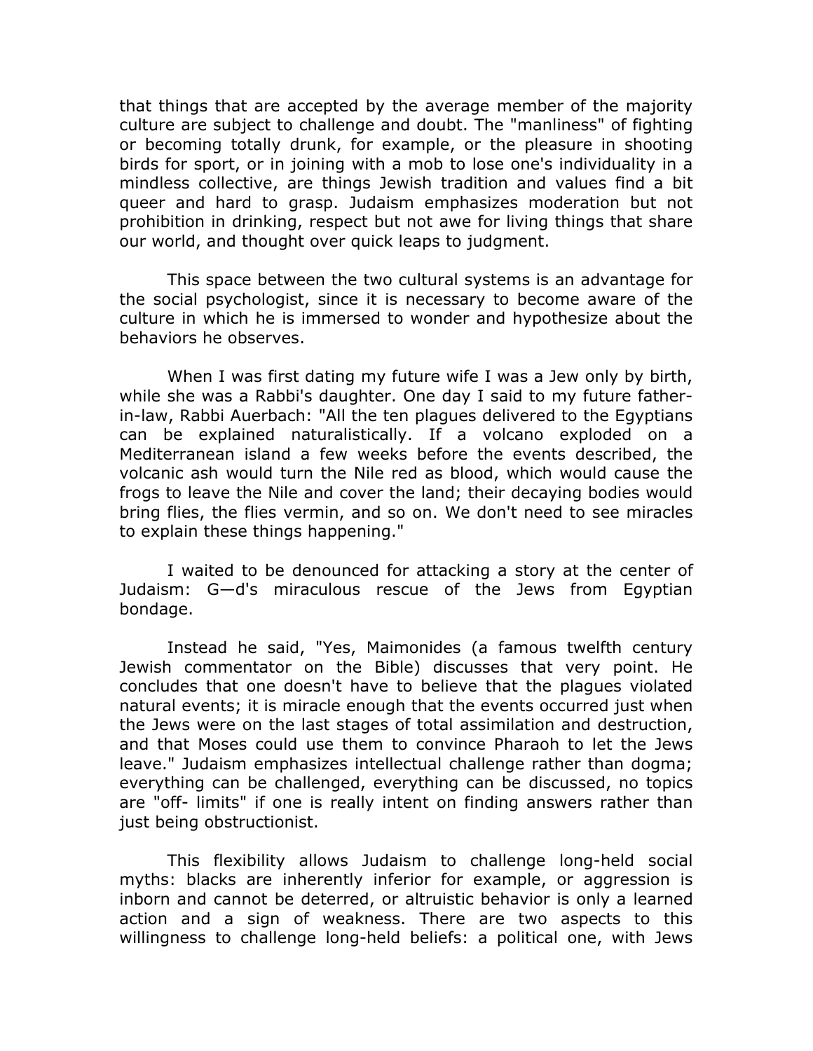that things that are accepted by the average member of the majority culture are subject to challenge and doubt. The "manliness" of fighting or becoming totally drunk, for example, or the pleasure in shooting birds for sport, or in joining with a mob to lose one's individuality in a mindless collective, are things Jewish tradition and values find a bit queer and hard to grasp. Judaism emphasizes moderation but not prohibition in drinking, respect but not awe for living things that share our world, and thought over quick leaps to judgment.

This space between the two cultural systems is an advantage for the social psychologist, since it is necessary to become aware of the culture in which he is immersed to wonder and hypothesize about the behaviors he observes.

When I was first dating my future wife I was a Jew only by birth, while she was a Rabbi's daughter. One day I said to my future father-in-law, Rabbi Auerbach: "All the ten plagues delivered to the Egyptians can be explained naturalistically. If a volcano exploded on a Mediterranean island a few weeks before the events described, the volcanic ash would turn the Nile red as blood, which would cause the frogs to leave the Nile and cover the land; their decaying bodies would bring flies, the flies vermin, and so on. We don't need to see miracles to explain these things happening."

I waited to be denounced for attacking a story at the center of Judaism: G—d's miraculous rescue of the Jews from Egyptian bondage.

Instead he said, "Yes, Maimonides (a famous twelfth century Jewish commentator on the Bible) discusses that very point. He concludes that one doesn't have to believe that the plagues violated natural events; it is miracle enough that the events occurred just when the Jews were on the last stages of total assimilation and destruction, and that Moses could use them to convince Pharaoh to let the Jews leave." Judaism emphasizes intellectual challenge rather than dogma; everything can be challenged, everything can be discussed, no topics are "off- limits" if one is really intent on finding answers rather than just being obstructionist.

This flexibility allows Judaism to challenge long-held social myths: blacks are inherently inferior for example, or aggression is inborn and cannot be deterred, or altruistic behavior is only a learned action and a sign of weakness. There are two aspects to this willingness to challenge long-held beliefs: a political one, with Jews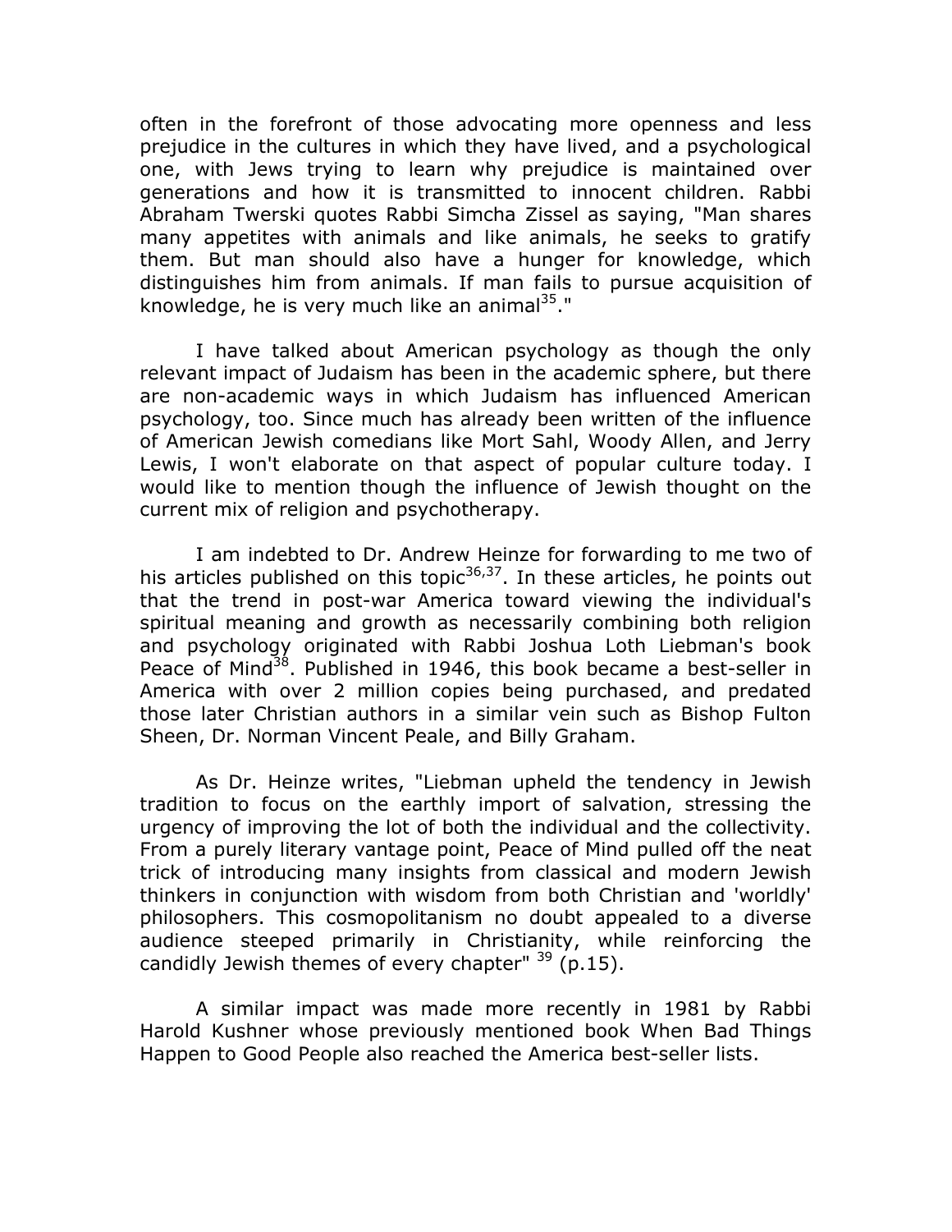often in the forefront of those advocating more openness and less prejudice in the cultures in which they have lived, and a psychological one, with Jews trying to learn why prejudice is maintained over generations and how it is transmitted to innocent children. Rabbi Abraham Twerski quotes Rabbi Simcha Zissel as saying, "Man shares many appetites with animals and like animals, he seeks to gratify them. But man should also have a hunger for knowledge, which distinguishes him from animals. If man fails to pursue acquisition of knowledge, he is very much like an animal[35]."

I have talked about American psychology as though the only relevant impact of Judaism has been in the academic sphere, but there are non-academic ways in which Judaism has influenced American psychology, too. Since much has already been written of the influence of American Jewish comedians like Mort Sahl, Woody Allen, and Jerry Lewis, I won't elaborate on that aspect of popular culture today. I would like to mention though the influence of Jewish thought on the current mix of religion and psychotherapy.

I am indebted to Dr. Andrew Heinze for forwarding to me two of his articles published on this topic[36,37]. In these articles, he points out that the trend in post-war America toward viewing the individual's spiritual meaning and growth as necessarily combining both religion and psychology originated with Rabbi Joshua Loth Liebman's book Peace of Mind[38]. Published in 1946, this book became a best-seller in America with over 2 million copies being purchased, and predated those later Christian authors in a similar vein such as Bishop Fulton Sheen, Dr. Norman Vincent Peale, and Billy Graham.

As Dr. Heinze writes, "Liebman upheld the tendency in Jewish tradition to focus on the earthly import of salvation, stressing the urgency of improving the lot of both the individual and the collectivity. From a purely literary vantage point, Peace of Mind pulled off the neat trick of introducing many insights from classical and modern Jewish thinkers in conjunction with wisdom from both Christian and 'worldly' philosophers. This cosmopolitanism no doubt appealed to a diverse audience steeped primarily in Christianity, while reinforcing the candidly Jewish themes of every chapter" [39] (p.15).

A similar impact was made more recently in 1981 by Rabbi Harold Kushner whose previously mentioned book When Bad Things Happen to Good People also reached the America best-seller lists.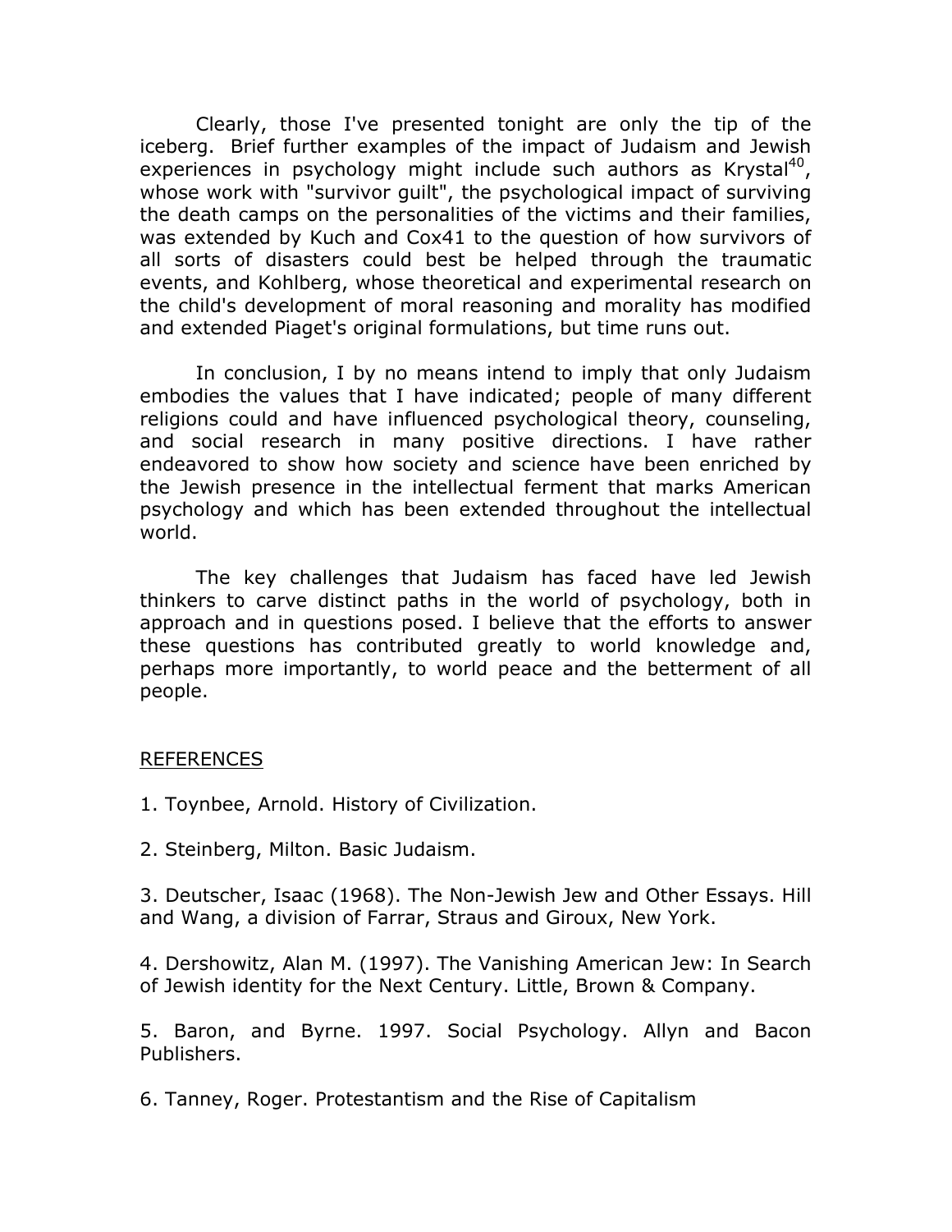Clearly, those I've presented tonight are only the tip of the iceberg. Brief further examples of the impact of Judaism and Jewish experiences in psychology might include such authors as Krystal[40], whose work with "survivor guilt", the psychological impact of surviving the death camps on the personalities of the victims and their families, was extended by Kuch and Cox41 to the question of how survivors of all sorts of disasters could best be helped through the traumatic events, and Kohlberg, whose theoretical and experimental research on the child's development of moral reasoning and morality has modified and extended Piaget's original formulations, but time runs out.

In conclusion, I by no means intend to imply that only Judaism embodies the values that I have indicated; people of many different religions could and have influenced psychological theory, counseling, and social research in many positive directions. I have rather endeavored to show how society and science have been enriched by the Jewish presence in the intellectual ferment that marks American psychology and which has been extended throughout the intellectual world.

The key challenges that Judaism has faced have led Jewish thinkers to carve distinct paths in the world of psychology, both in approach and in questions posed. I believe that the efforts to answer these questions has contributed greatly to world knowledge and, perhaps more importantly, to world peace and the betterment of all people.

<u>REFERENCES</u>

1. Toynbee, Arnold. History of Civilization.

2. Steinberg, Milton. Basic Judaism.

3. Deutscher, Isaac (1968). The Non-Jewish Jew and Other Essays. Hill and Wang, a division of Farrar, Straus and Giroux, New York.

4. Dershowitz, Alan M. (1997). The Vanishing American Jew: In Search of Jewish identity for the Next Century. Little, Brown & Company.

5. Baron, and Byrne. 1997. Social Psychology. Allyn and Bacon Publishers.

6. Tanney, Roger. Protestantism and the Rise of Capitalism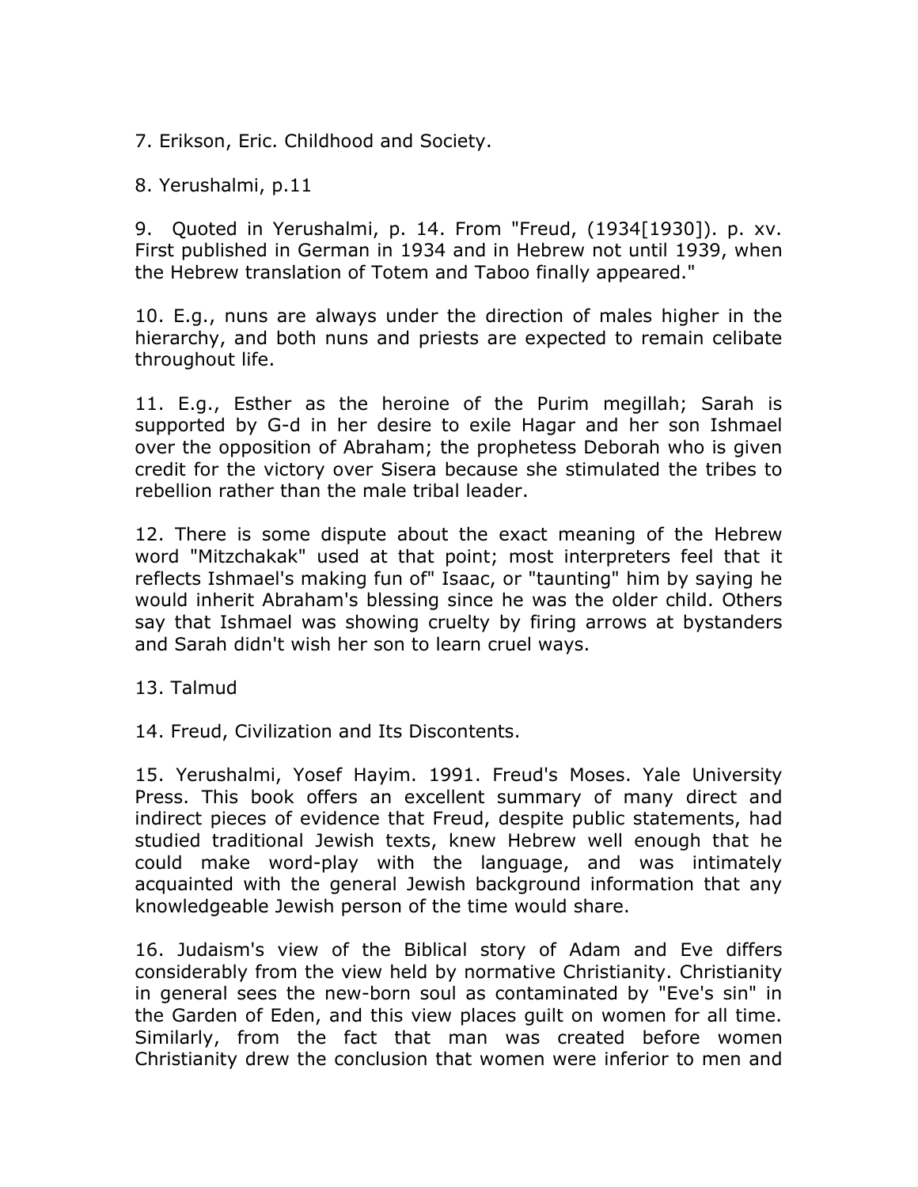7. Erikson, Eric. Childhood and Society.

8. Yerushalmi, p.11

9. Quoted in Yerushalmi, p. 14. From "Freud, (1934[1930]). p. xv. First published in German in 1934 and in Hebrew not until 1939, when the Hebrew translation of Totem and Taboo finally appeared."

10. E.g., nuns are always under the direction of males higher in the hierarchy, and both nuns and priests are expected to remain celibate throughout life.

11. E.g., Esther as the heroine of the Purim megillah; Sarah is supported by G-d in her desire to exile Hagar and her son Ishmael over the opposition of Abraham; the prophetess Deborah who is given credit for the victory over Sisera because she stimulated the tribes to rebellion rather than the male tribal leader.

12. There is some dispute about the exact meaning of the Hebrew word "Mitzchakak" used at that point; most interpreters feel that it reflects Ishmael's making fun of" Isaac, or "taunting" him by saying he would inherit Abraham's blessing since he was the older child. Others say that Ishmael was showing cruelty by firing arrows at bystanders and Sarah didn't wish her son to learn cruel ways.

13. Talmud

14. Freud, Civilization and Its Discontents.

15. Yerushalmi, Yosef Hayim. 1991. Freud's Moses. Yale University Press. This book offers an excellent summary of many direct and indirect pieces of evidence that Freud, despite public statements, had studied traditional Jewish texts, knew Hebrew well enough that he could make word-play with the language, and was intimately acquainted with the general Jewish background information that any knowledgeable Jewish person of the time would share.

16. Judaism's view of the Biblical story of Adam and Eve differs considerably from the view held by normative Christianity. Christianity in general sees the new-born soul as contaminated by "Eve's sin" in the Garden of Eden, and this view places guilt on women for all time. Similarly, from the fact that man was created before women Christianity drew the conclusion that women were inferior to men and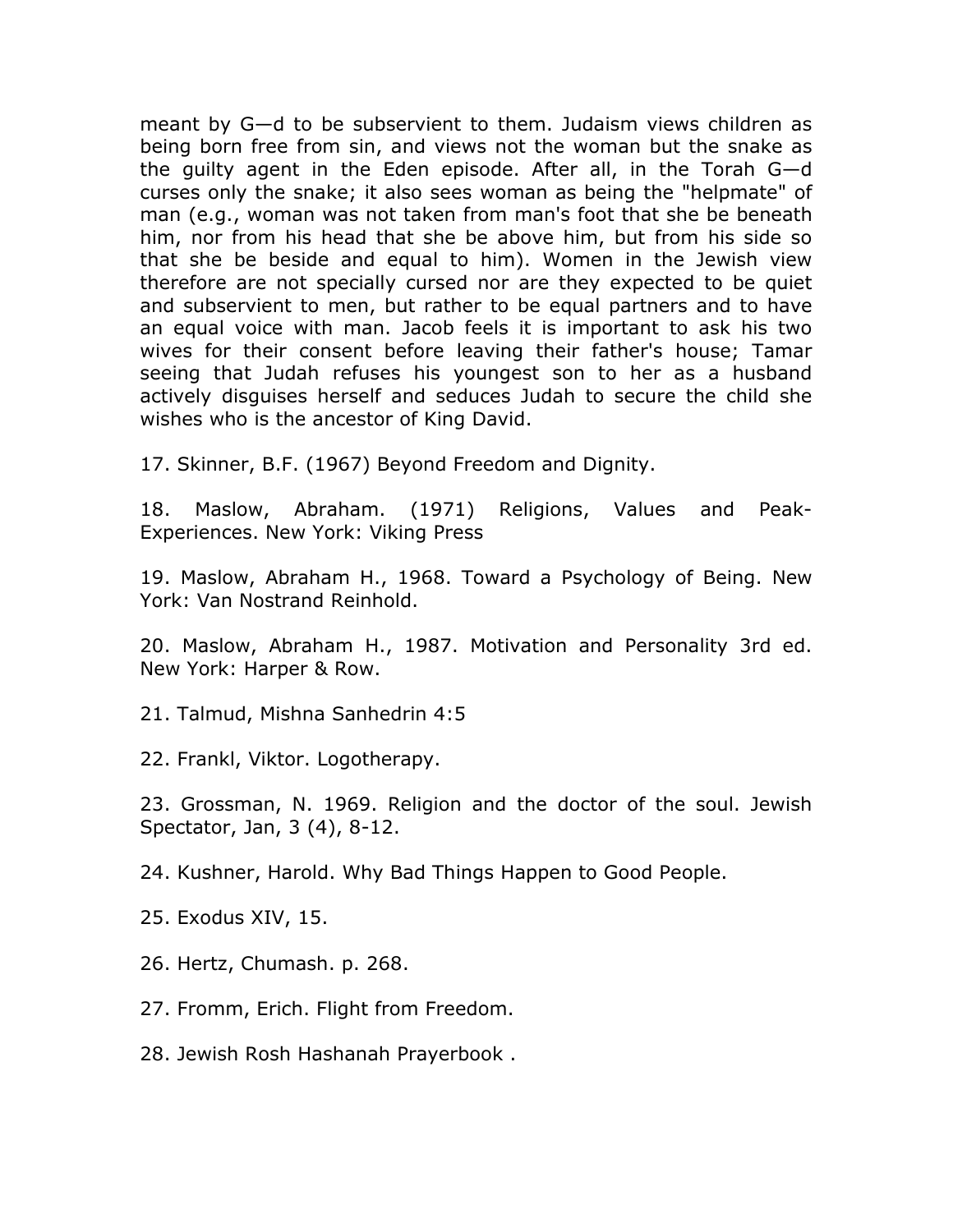meant by G—d to be subservient to them. Judaism views children as being born free from sin, and views not the woman but the snake as the guilty agent in the Eden episode. After all, in the Torah G—d curses only the snake; it also sees woman as being the "helpmate" of man (e.g., woman was not taken from man's foot that she be beneath him, nor from his head that she be above him, but from his side so that she be beside and equal to him). Women in the Jewish view therefore are not specially cursed nor are they expected to be quiet and subservient to men, but rather to be equal partners and to have an equal voice with man. Jacob feels it is important to ask his two wives for their consent before leaving their father's house; Tamar seeing that Judah refuses his youngest son to her as a husband actively disguises herself and seduces Judah to secure the child she wishes who is the ancestor of King David.

17. Skinner, B.F. (1967) Beyond Freedom and Dignity.

18. Maslow, Abraham. (1971) Religions, Values and Peak-Experiences. New York: Viking Press

19. Maslow, Abraham H., 1968. Toward a Psychology of Being. New York: Van Nostrand Reinhold.

20. Maslow, Abraham H., 1987. Motivation and Personality 3rd ed. New York: Harper & Row.

21. Talmud, Mishna Sanhedrin 4:5

22. Frankl, Viktor. Logotherapy.

23. Grossman, N. 1969. Religion and the doctor of the soul. Jewish Spectator, Jan, 3 (4), 8-12.

24. Kushner, Harold. Why Bad Things Happen to Good People.

25. Exodus XIV, 15.

26. Hertz, Chumash. p. 268.

27. Fromm, Erich. Flight from Freedom.

28. Jewish Rosh Hashanah Prayerbook .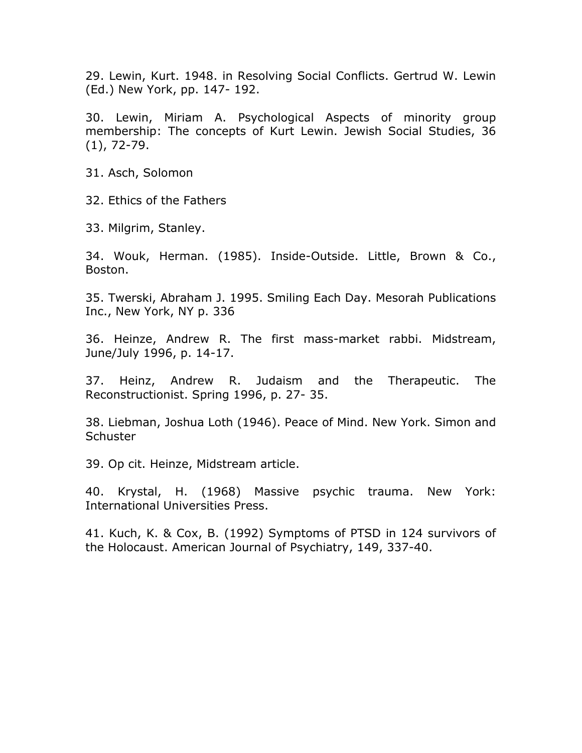29. Lewin, Kurt. 1948. in Resolving Social Conflicts. Gertrud W. Lewin (Ed.) New York, pp. 147- 192.

30. Lewin, Miriam A. Psychological Aspects of minority group membership: The concepts of Kurt Lewin. Jewish Social Studies, 36 (1), 72-79.

31. Asch, Solomon

32. Ethics of the Fathers

33. Milgrim, Stanley.

34. Wouk, Herman. (1985). Inside-Outside. Little, Brown & Co., Boston.

35. Twerski, Abraham J. 1995. Smiling Each Day. Mesorah Publications Inc., New York, NY p. 336

36. Heinze, Andrew R. The first mass-market rabbi. Midstream, June/July 1996, p. 14-17.

37. Heinz, Andrew R. Judaism and the Therapeutic. The Reconstructionist. Spring 1996, p. 27- 35.

38. Liebman, Joshua Loth (1946). Peace of Mind. New York. Simon and Schuster

39. Op cit. Heinze, Midstream article.

40. Krystal, H. (1968) Massive psychic trauma. New York: International Universities Press.

41. Kuch, K. & Cox, B. (1992) Symptoms of PTSD in 124 survivors of the Holocaust. American Journal of Psychiatry, 149, 337-40.